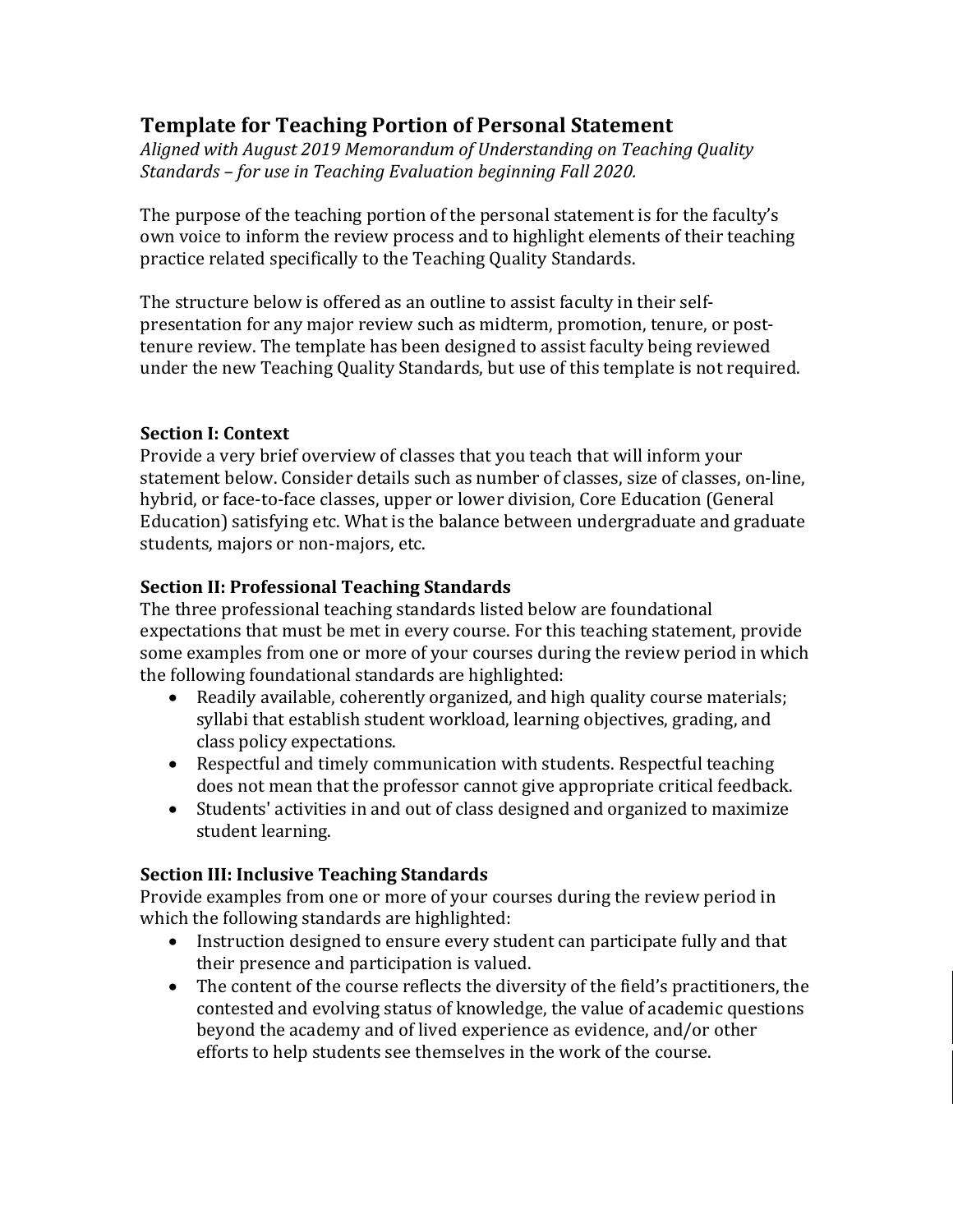## Template for Teaching Portion of Personal Statement

*Aligned with August 2019 Memorandum of Understanding on Teaching Quality Standards – for use in Teaching Evaluation beginning Fall 2020.*

The purpose of the teaching portion of the personal statement is for the faculty's own voice to inform the review process and to highlight elements of their teaching practice related specifically to the Teaching Quality Standards.

The structure below is offered as an outline to assist faculty in their self-presentation for any major review such as midterm, promotion, tenure, or post-tenure review. The template has been designed to assist faculty being reviewed under the new Teaching Quality Standards, but use of this template is not required.

### Section I: Context

Provide a very brief overview of classes that you teach that will inform your statement below. Consider details such as number of classes, size of classes, on-line, hybrid, or face-to-face classes, upper or lower division, Core Education (General Education) satisfying etc. What is the balance between undergraduate and graduate students, majors or non-majors, etc.

### Section II: Professional Teaching Standards

The three professional teaching standards listed below are foundational expectations that must be met in every course. For this teaching statement, provide some examples from one or more of your courses during the review period in which the following foundational standards are highlighted:

- Readily available, coherently organized, and high quality course materials; syllabi that establish student workload, learning objectives, grading, and class policy expectations.
- Respectful and timely communication with students. Respectful teaching does not mean that the professor cannot give appropriate critical feedback.
- Students' activities in and out of class designed and organized to maximize student learning.

### Section III: Inclusive Teaching Standards

Provide examples from one or more of your courses during the review period in which the following standards are highlighted:

- Instruction designed to ensure every student can participate fully and that their presence and participation is valued.
- The content of the course reflects the diversity of the field's practitioners, the contested and evolving status of knowledge, the value of academic questions beyond the academy and of lived experience as evidence, and/or other efforts to help students see themselves in the work of the course.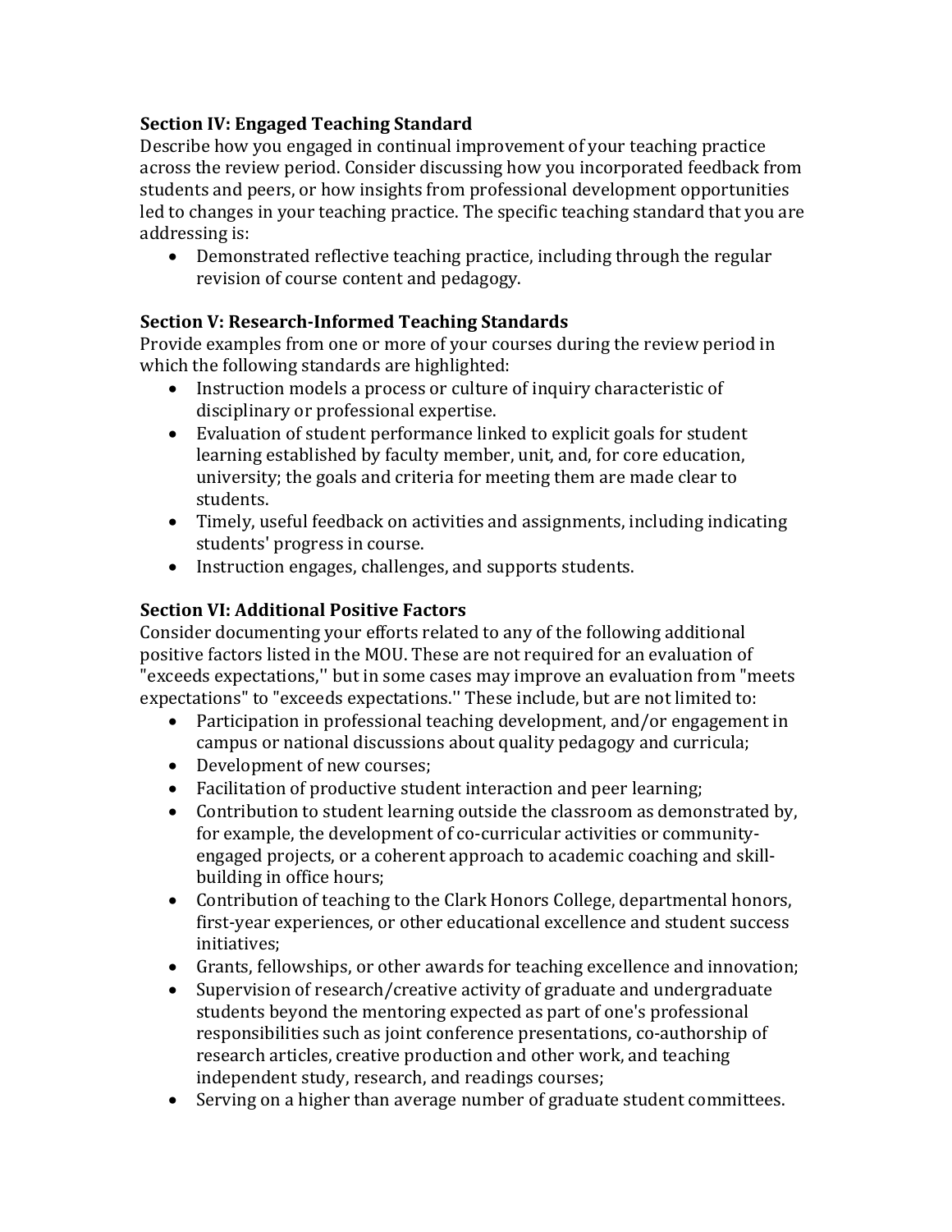## Section IV: Engaged Teaching Standard

Describe how you engaged in continual improvement of your teaching practice across the review period. Consider discussing how you incorporated feedback from students and peers, or how insights from professional development opportunities led to changes in your teaching practice. The specific teaching standard that you are addressing is:

- Demonstrated reflective teaching practice, including through the regular revision of course content and pedagogy.

## Section V: Research-Informed Teaching Standards

Provide examples from one or more of your courses during the review period in which the following standards are highlighted:

- Instruction models a process or culture of inquiry characteristic of disciplinary or professional expertise.
- Evaluation of student performance linked to explicit goals for student learning established by faculty member, unit, and, for core education, university; the goals and criteria for meeting them are made clear to students.
- Timely, useful feedback on activities and assignments, including indicating students' progress in course.
- Instruction engages, challenges, and supports students.

## Section VI: Additional Positive Factors

Consider documenting your efforts related to any of the following additional positive factors listed in the MOU. These are not required for an evaluation of "exceeds expectations,'' but in some cases may improve an evaluation from "meets expectations" to "exceeds expectations.'' These include, but are not limited to:

- Participation in professional teaching development, and/or engagement in campus or national discussions about quality pedagogy and curricula;
- Development of new courses;
- Facilitation of productive student interaction and peer learning;
- Contribution to student learning outside the classroom as demonstrated by, for example, the development of co-curricular activities or community-engaged projects, or a coherent approach to academic coaching and skill-building in office hours;
- Contribution of teaching to the Clark Honors College, departmental honors, first-year experiences, or other educational excellence and student success initiatives;
- Grants, fellowships, or other awards for teaching excellence and innovation;
- Supervision of research/creative activity of graduate and undergraduate students beyond the mentoring expected as part of one's professional responsibilities such as joint conference presentations, co-authorship of research articles, creative production and other work, and teaching independent study, research, and readings courses;
- Serving on a higher than average number of graduate student committees.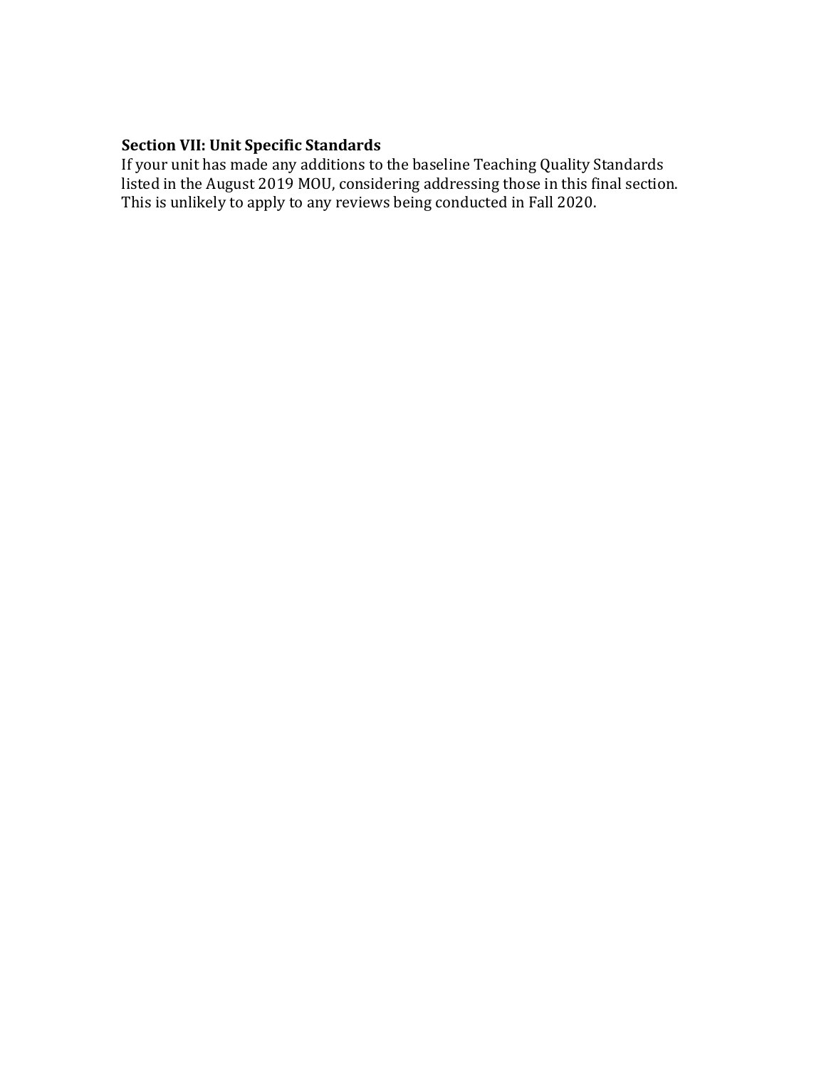**Section VII: Unit Specific Standards**

If your unit has made any additions to the baseline Teaching Quality Standards listed in the August 2019 MOU, considering addressing those in this final section. This is unlikely to apply to any reviews being conducted in Fall 2020.